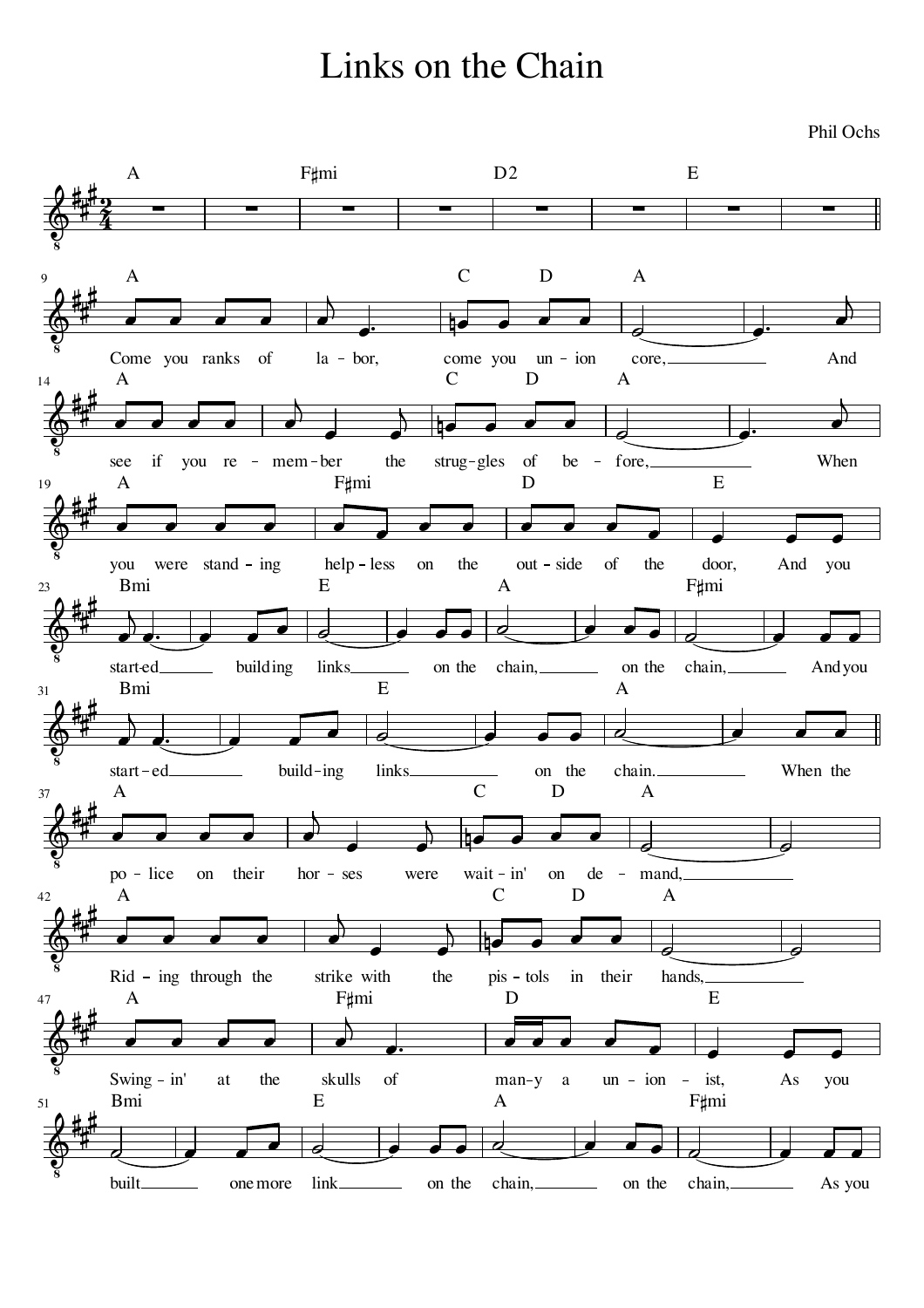# Links on the Chain

Phil Ochs

A F♯mi D2 E

A C D A
Come you ranks of labor, come you union core, And

A C D A
see if you remember the struggles of before, When

A F♯mi D E
you were standing helpless on the outside of the door, And you

Bmi E A F♯mi
started building links on the chain, on the chain, And you

Bmi E A
started building links on the chain. When the

A C D A
police on their horses were waitin' on demand,

A C D A
Riding through the strike with the pistols in their hands,

A F♯mi D E
Swingin' at the skulls of many a unionist, As you

Bmi E A F♯mi
built one more link on the chain, on the chain, As you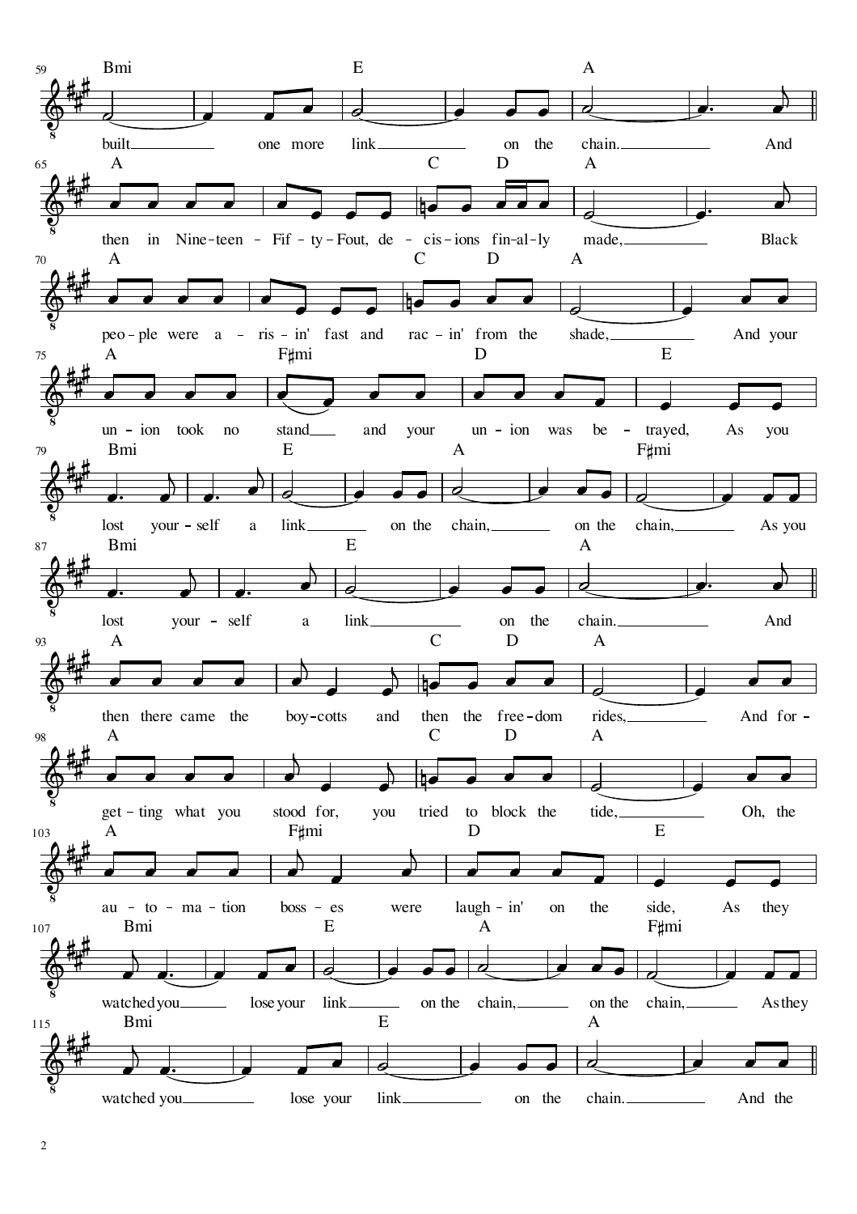59
Bmi E A
built one more link on the chain. And

65
A C D A
then in Nine-teen-Fif-ty-Fout, de-cis-ions fin-al-ly made, Black

70
A C D A
peo-ple were a-ris-in' fast and rac-in' from the shade, And your

75
A F♯mi D E
un-ion took no stand and your un-ion was be-trayed, As you

79
Bmi E A F♯mi
lost your-self a link on the chain, on the chain, As you

87
Bmi E A
lost your-self a link on the chain. And

93
A C D A
then there came the boy-cotts and then the free-dom rides, And for-

98
A C D A
get-ting what you stood for, you tried to block the tide, Oh, the

103
A F♯mi D E
au-to-ma-tion boss-es were laugh-in' on the side, As they

107
Bmi E A F♯mi
watched you lose your link on the chain, on the chain, As they

115
Bmi E A
watched you lose your link on the chain. And the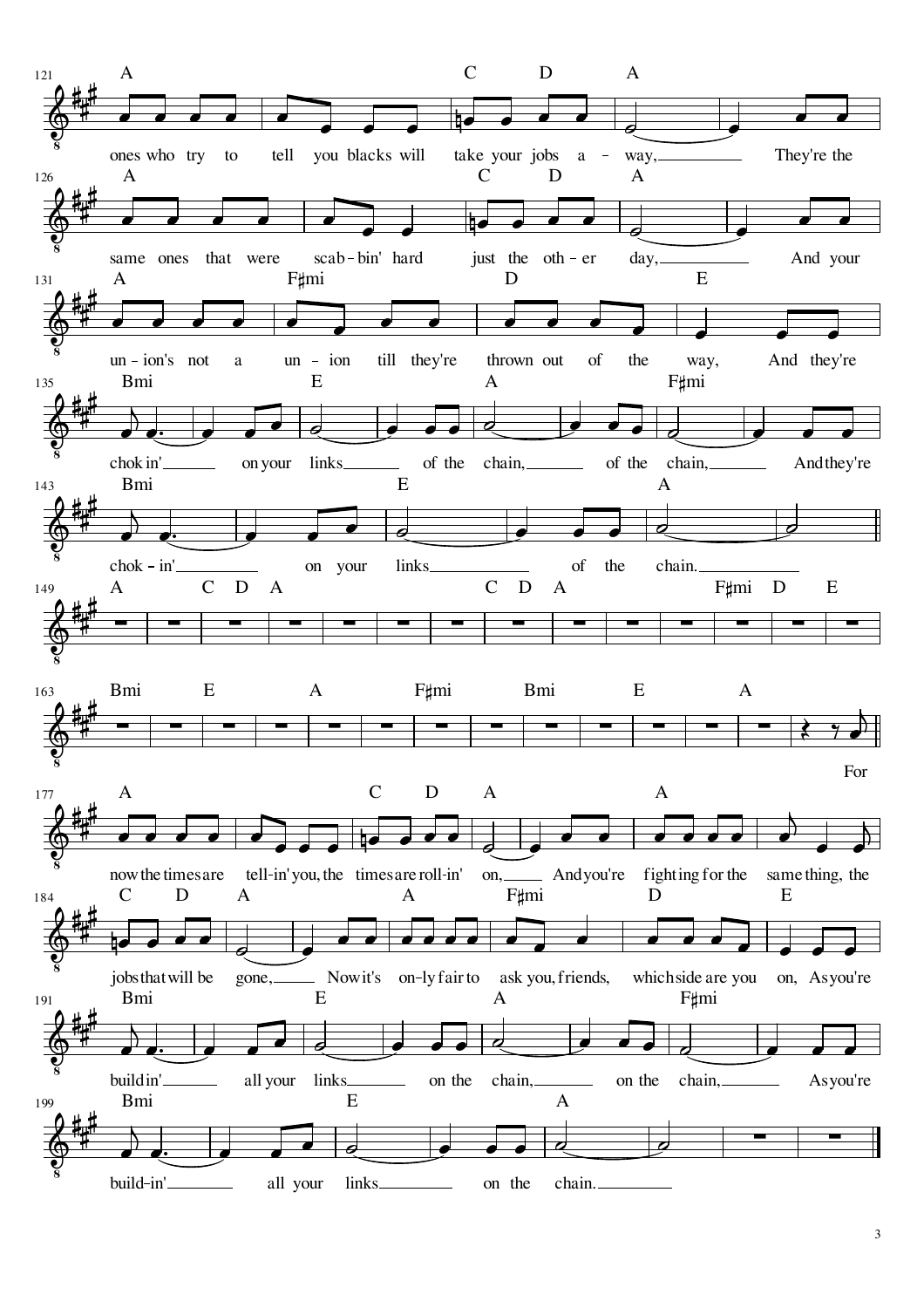121 A C D A

ones who try to tell you blacks will take your jobs a - way, They're the

126 A C D A

same ones that were scab - bin' hard just the oth - er day, And your

131 A F♯mi D E

un - ion's not a un - ion till they're thrown out of the way, And they're

135 Bmi E A F♯mi

chok in' on your links of the chain, of the chain, And they're

143 Bmi E A

chok - in' on your links of the chain.

149 A C D A C D A F♯mi D E

163 Bmi E A F♯mi Bmi E A

For

177 A C D A A

now the times are tell-in' you, the times are roll-in' on, And you're fighting for the same thing, the

184 C D A A F♯mi D E

jobs that will be gone, Now it's on-ly fair to ask you, friends, which side are you on, As you're

191 Bmi E A F♯mi

buildin' all your links on the chain, on the chain, As you're

199 Bmi E A

build-in' all your links on the chain.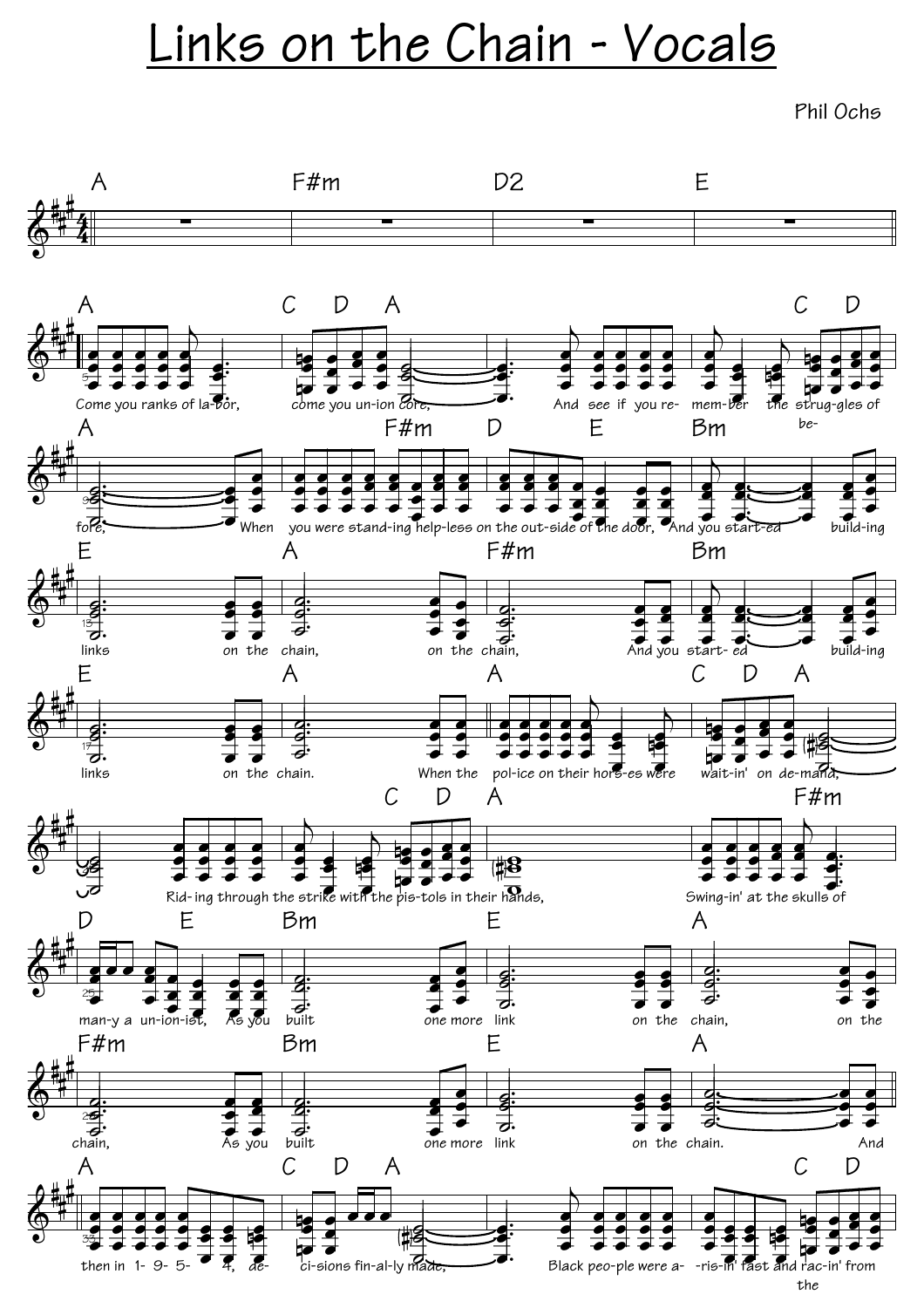# Links on the Chain - Vocals

Phil Ochs

A F#m D2 E

A C D A C D

Come you ranks of la-bor, come you un-ion core, And see if you re- mem-ber the strug-gles of be-

A F#m D E Bm

fore, When you were stand-ing help-less on the out-side of the door, And you start-ed build-ing

E A F#m Bm

links on the chain, on the chain, And you start- ed build-ing

E A A C D A

links on the chain. When the pol-ice on their hors-es were wait-in' on de-mand,

C D A F#m

Rid-ing through the strike with the pis-tols in their hands, Swing-in' at the skulls of

D E Bm E A

man-y a un-ion-ist, As you built one more link on the chain, on the

F#m Bm E A

chain, As you built one more link on the chain. And

A C D A C D

then in 1- 9- 5- 4, de- ci-sions fin-al-ly made, Black peo-ple were a- -ris-in' fast and rac-in' from the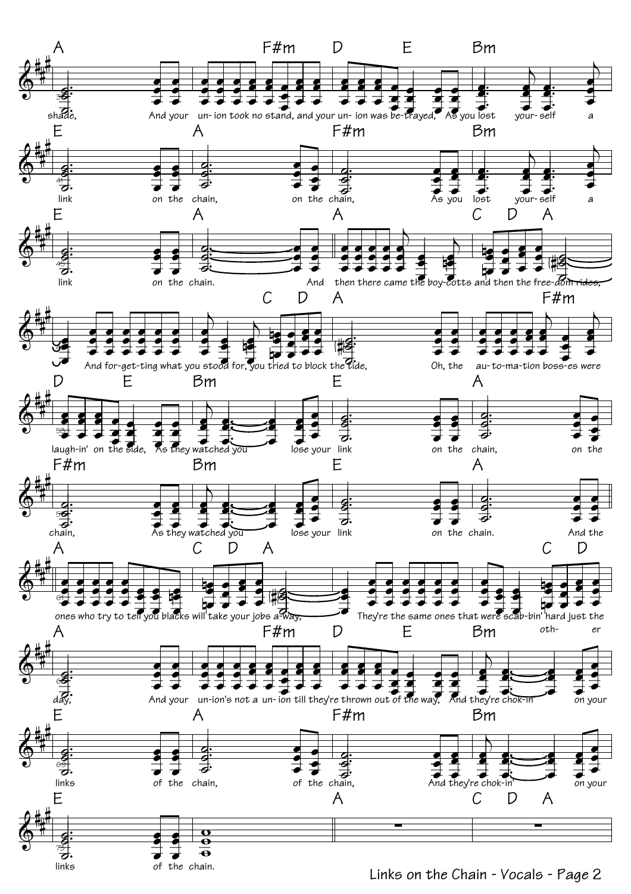A F#m D E Bm

shade, And your un- ion took no stand, and your un- ion was be- trayed, As you lost your- self a

E A F#m Bm

link on the chain, on the chain, As you lost your- self a

E A A C D A

link on the chain. And then there came the boy- cotts and then the free- dom rides,

C D A F#m

And for- get- ting what you stood for, you tried to block the tide, Oh, the au- to- ma- tion boss- es were

D E Bm E A

laugh- in' on the side, As they watched you lose your link on the chain, on the

F#m Bm E A

chain, As they watched you lose your link on the chain. And the

A C D A C D

ones who try to tell you blacks will take your jobs a- way, They're the same ones that were scab- bin' hard just the

A F#m D E Bm

day, And your un- ion's not a un- ion till they're thrown out of the way, And they're chok- in' oth- er on your

E A F#m Bm

links of the chain, of the chain, And they're chok- in' on your

E A C D A

links of the chain.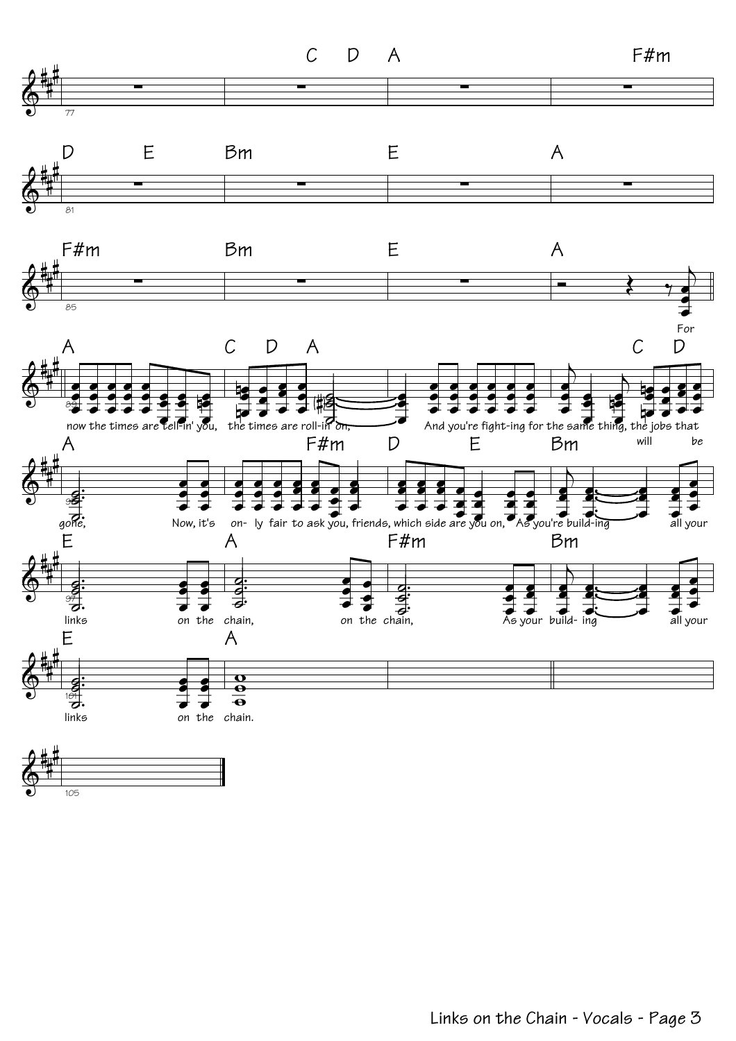For now the times are tell-in' you, the times are roll-in' on,

And you're fight-ing for the same thing, the jobs that will be gone,

Now, it's on- ly fair to ask you, friends, which side are you on,

As you're build-ing all your links on the chain, on the chain,

As your build- ing all your links on the chain.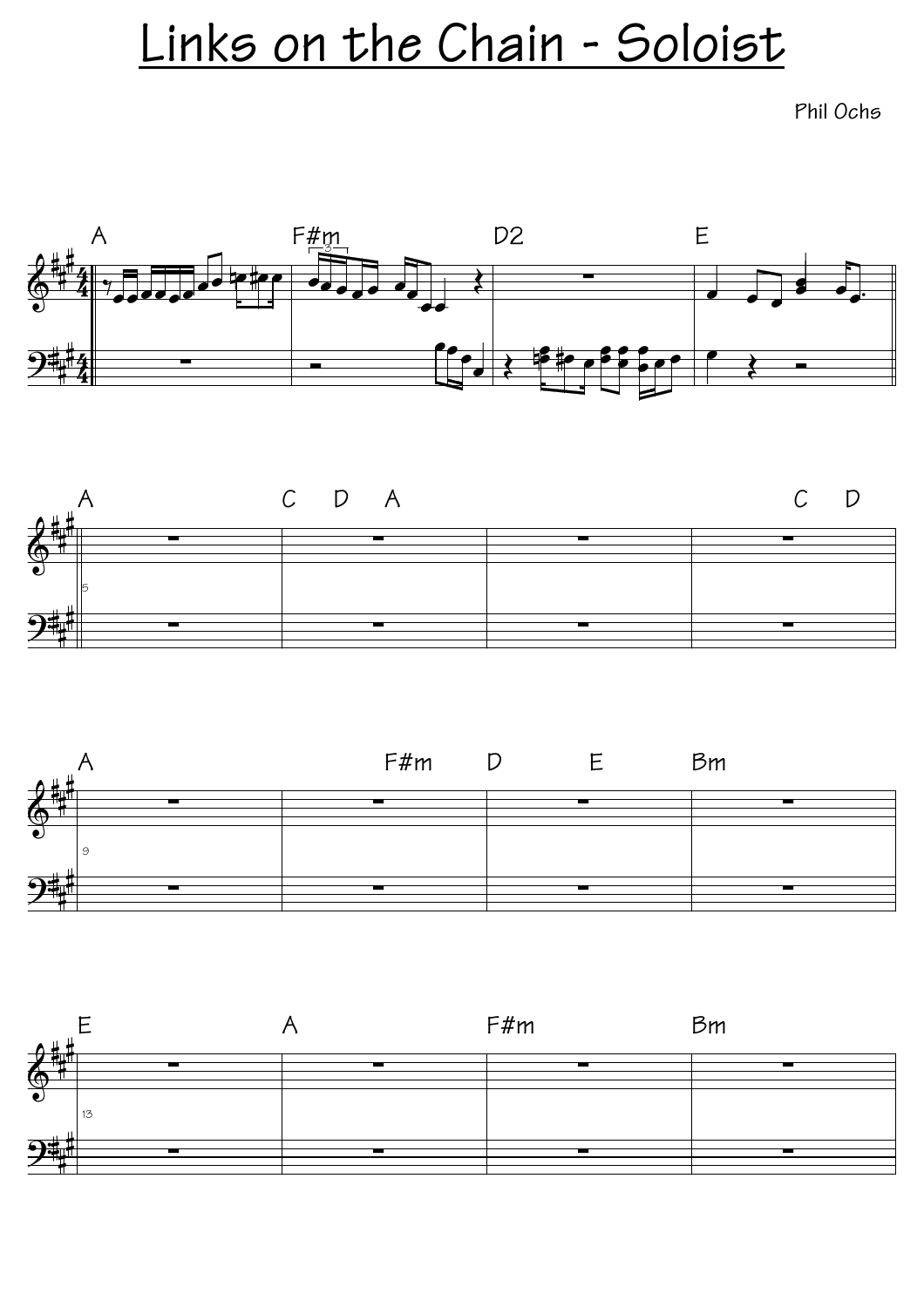# Links on the Chain - Soloist

Phil Ochs

A F#m D2 E

A C D A C D

A F#m D E Bm

E A F#m Bm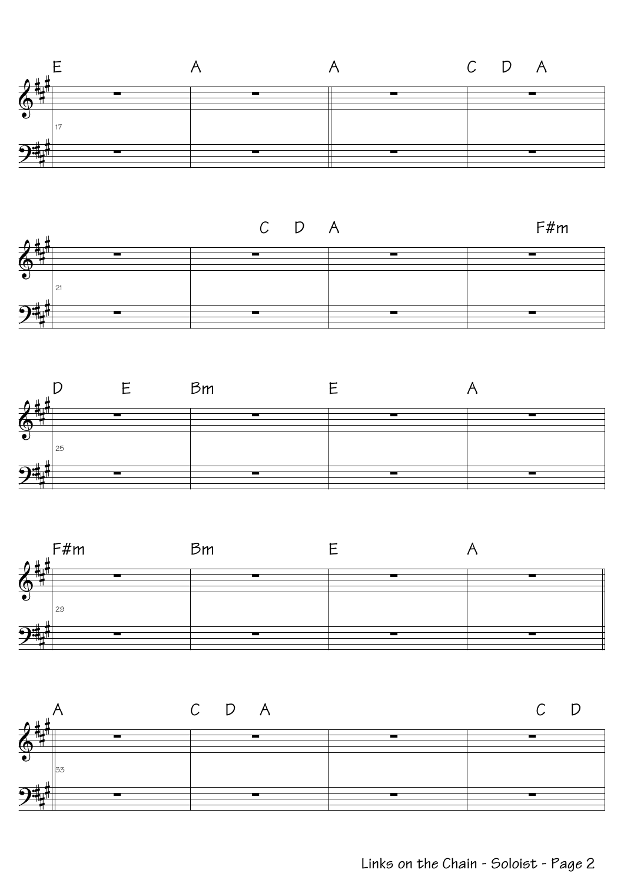17
E | A || A | C D A

21
| C D | A | F#m

25
D E | Bm | E | A

29
F#m | Bm | E | A

33
A | C D A | | C D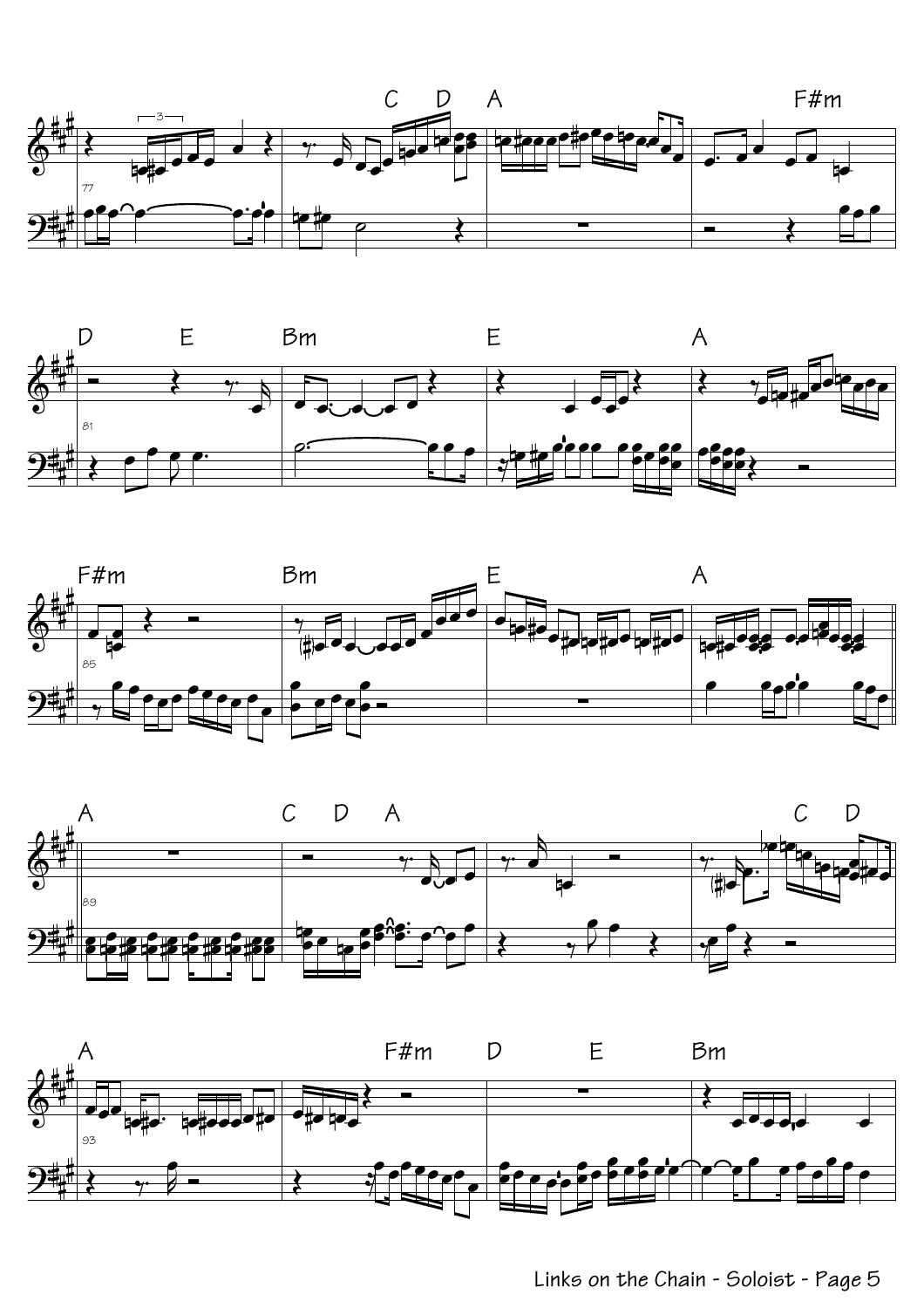C D A F#m

D E Bm E A

F#m Bm E A

A C D A C D

A F#m D E Bm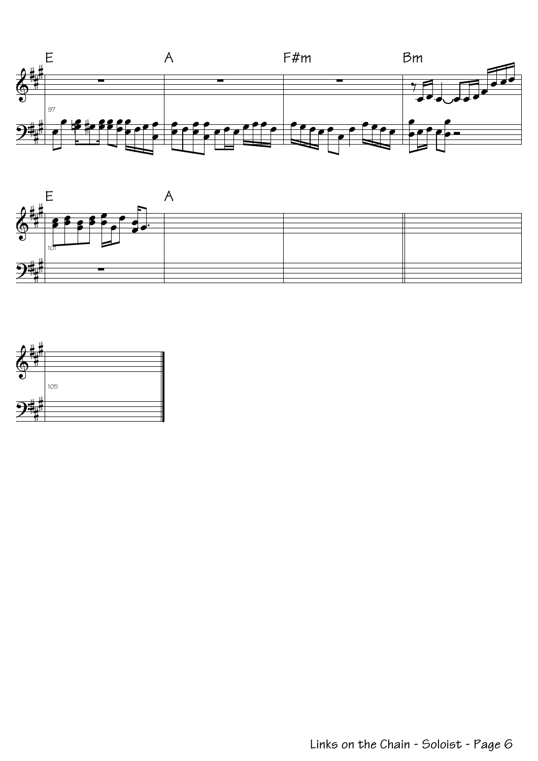E A F#m Bm

97

E A

101

105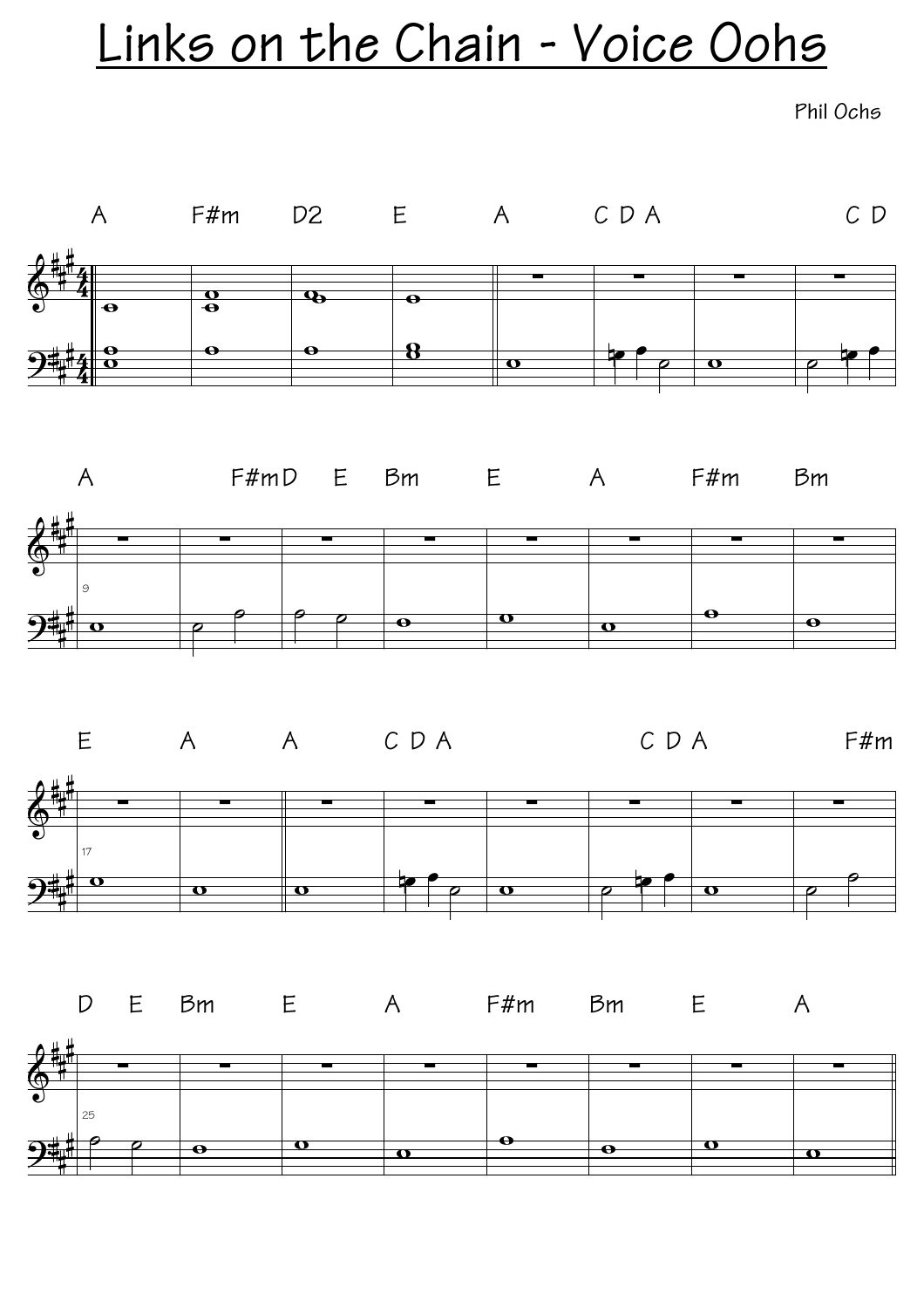# Links on the Chain - Voice Oohs

Phil Ochs

A F#m D2 E A C D A C D

A F#m D E Bm E A F#m Bm

E A A C D A C D A F#m

D E Bm E A F#m Bm E A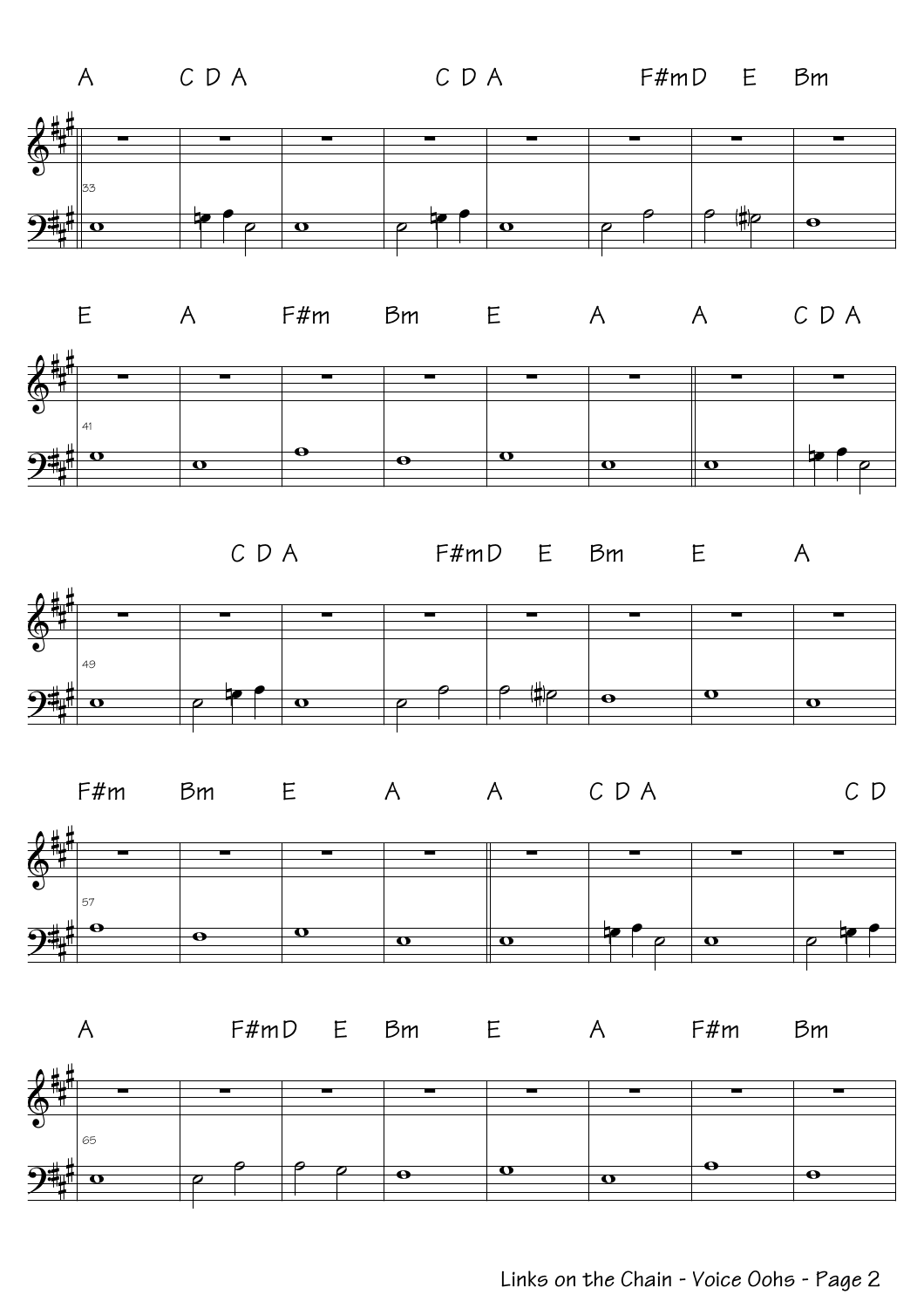A C D A C D A F#mD E Bm

33

E A F#m Bm E A A C D A

41

C D A F#mD E Bm E A

49

F#m Bm E A A C D A C D

57

A F#mD E Bm E A F#m Bm

65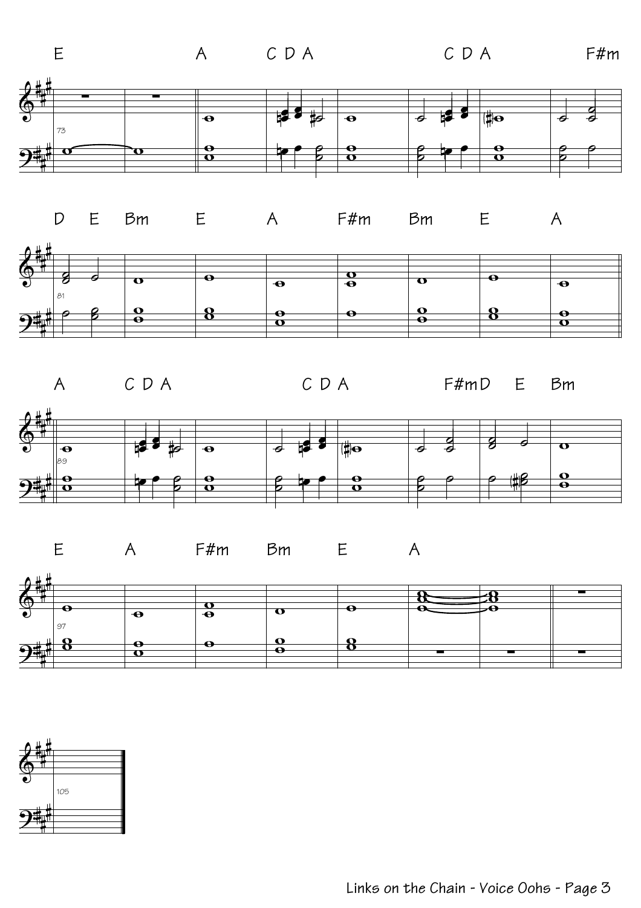E A C D A C D A F#m

73

D E Bm E A F#m Bm E A

81

A C D A C D A F#m D E Bm

89

E A F#m Bm E A

97

105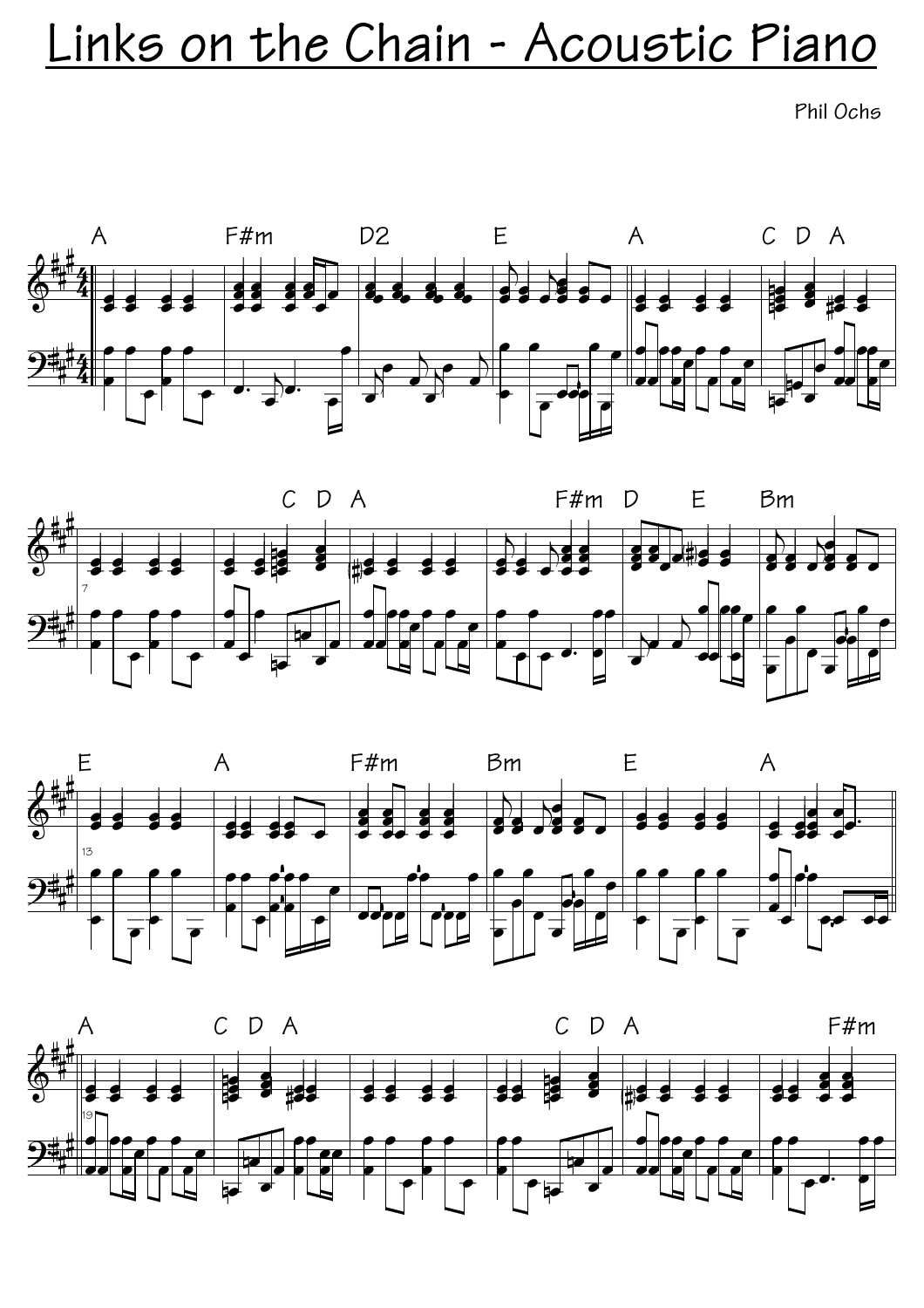# Links on the Chain - Acoustic Piano

Phil Ochs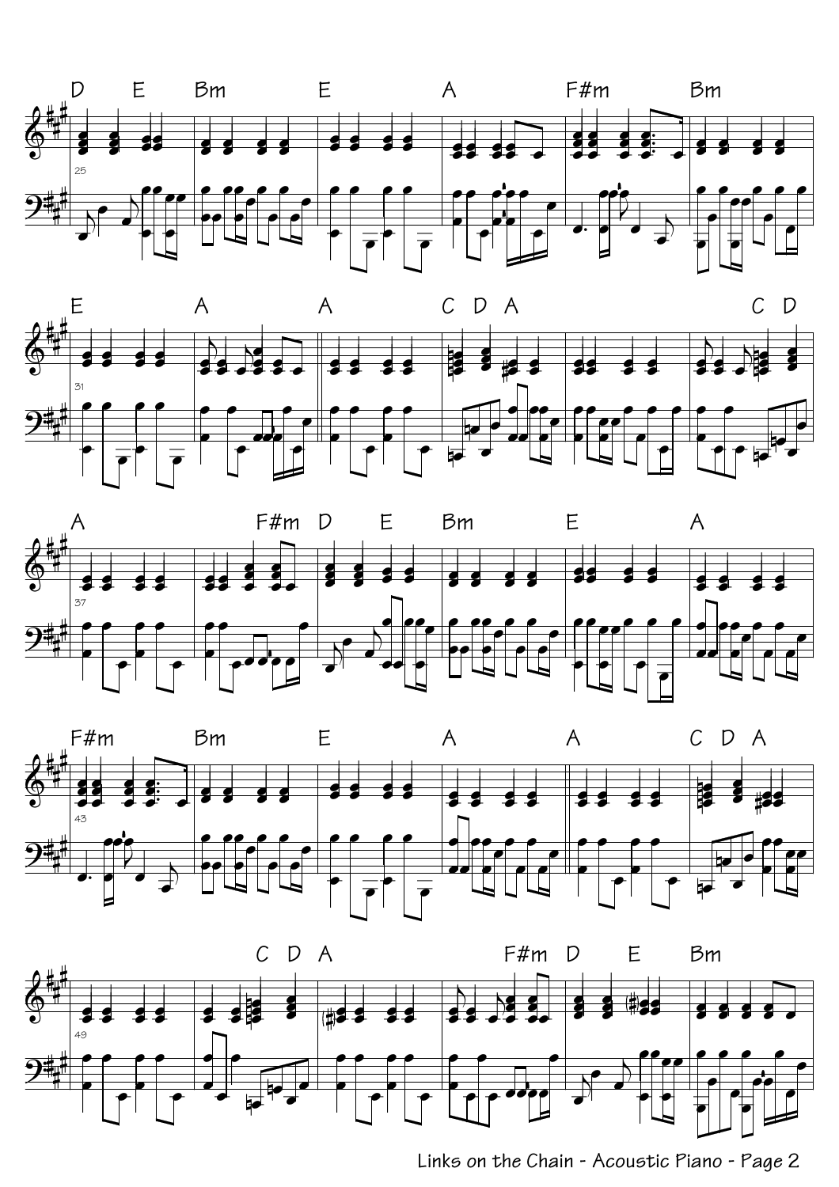D E Bm E A F#m Bm

E A A C D A C D

A F#m D E Bm E A

F#m Bm E A A C D A

C D A F#m D E Bm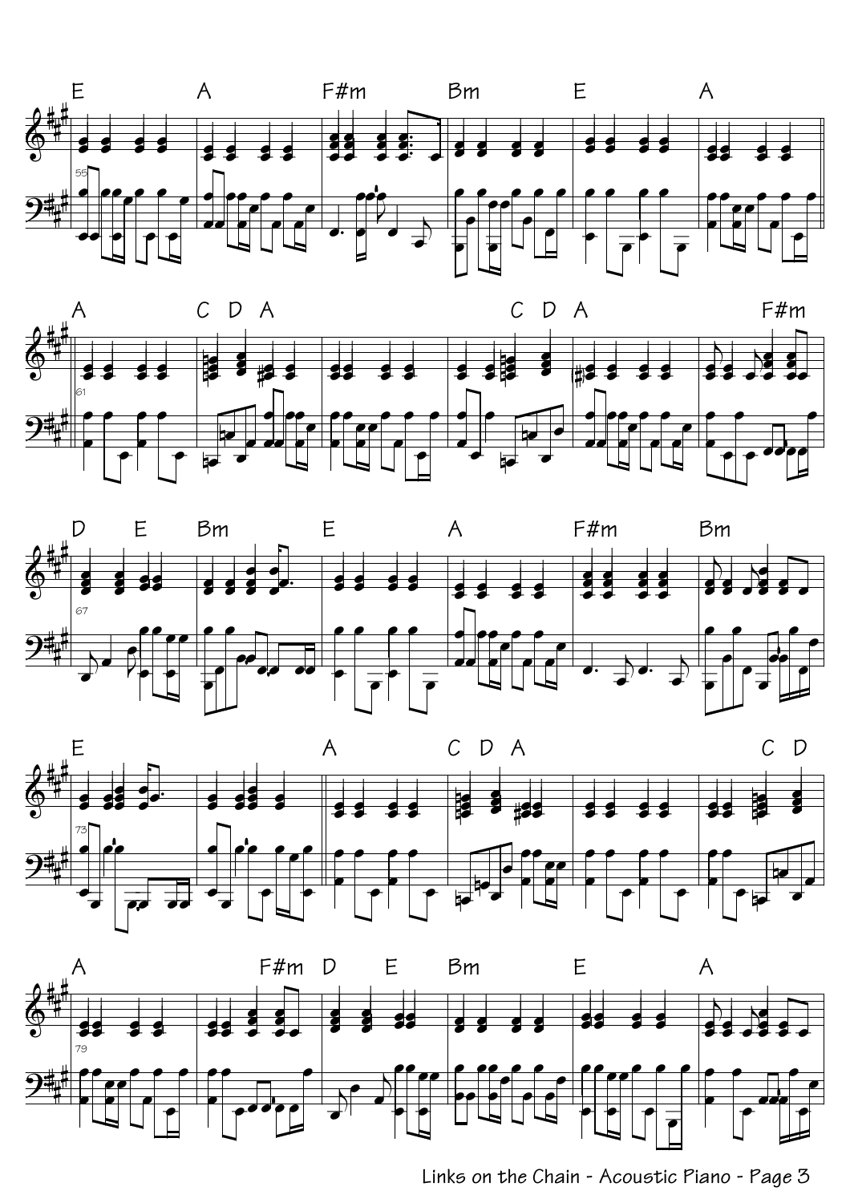E A F#m Bm E A

A C D A C D A F#m

D E Bm E A F#m Bm

E A C D A C D

A F#m D E Bm E A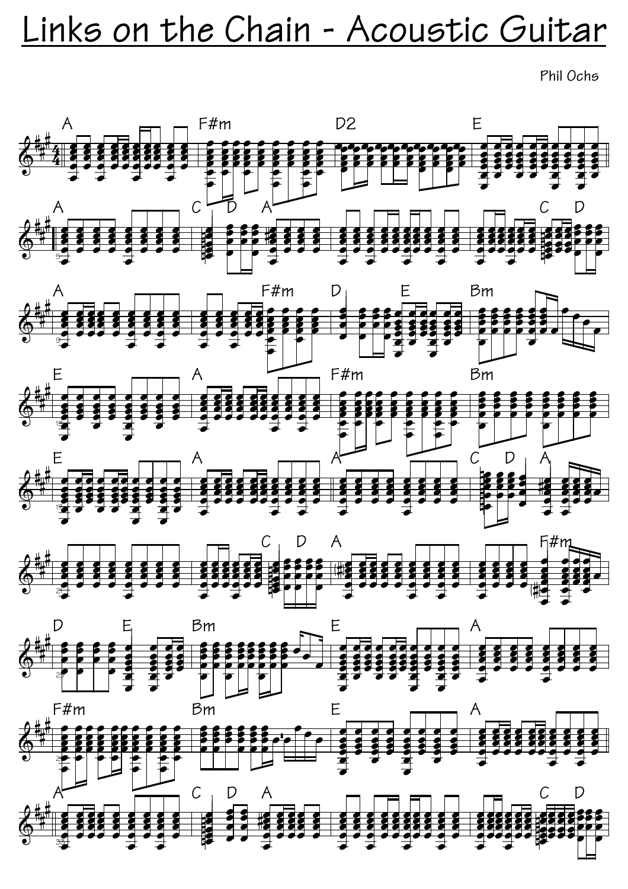# Links on the Chain - Acoustic Guitar

Phil Ochs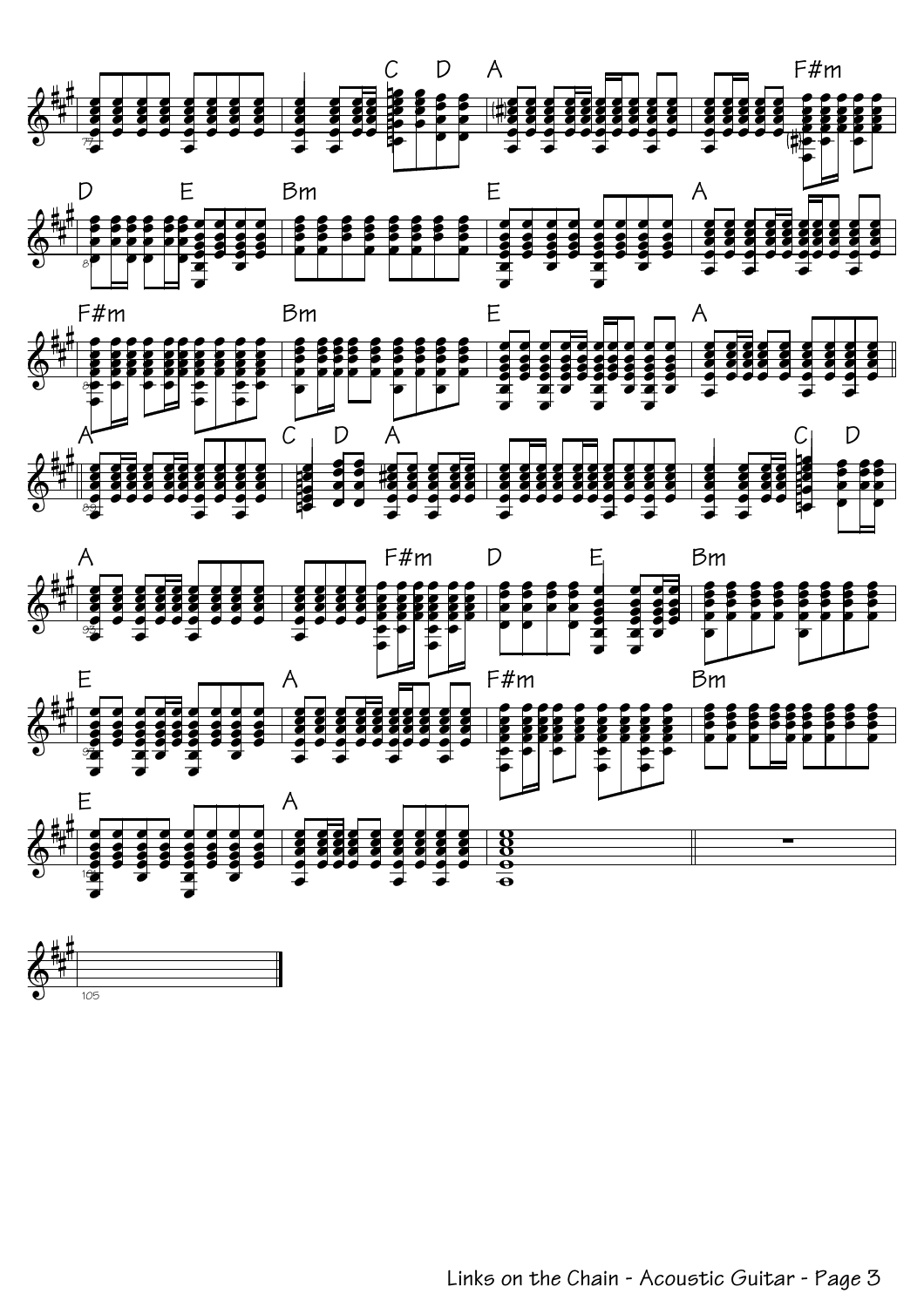C D A F#m

D E Bm E A

F#m Bm E A

A C D A C D

A F#m D E Bm

E A F#m Bm

E A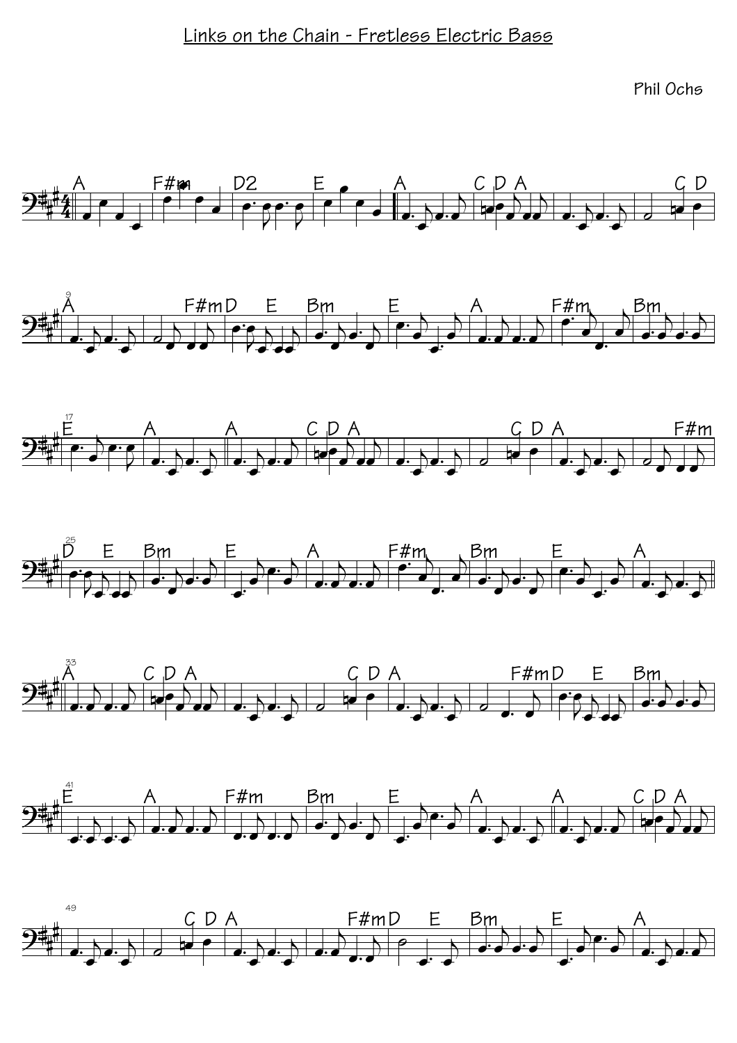# Links on the Chain - Fretless Electric Bass

Phil Ochs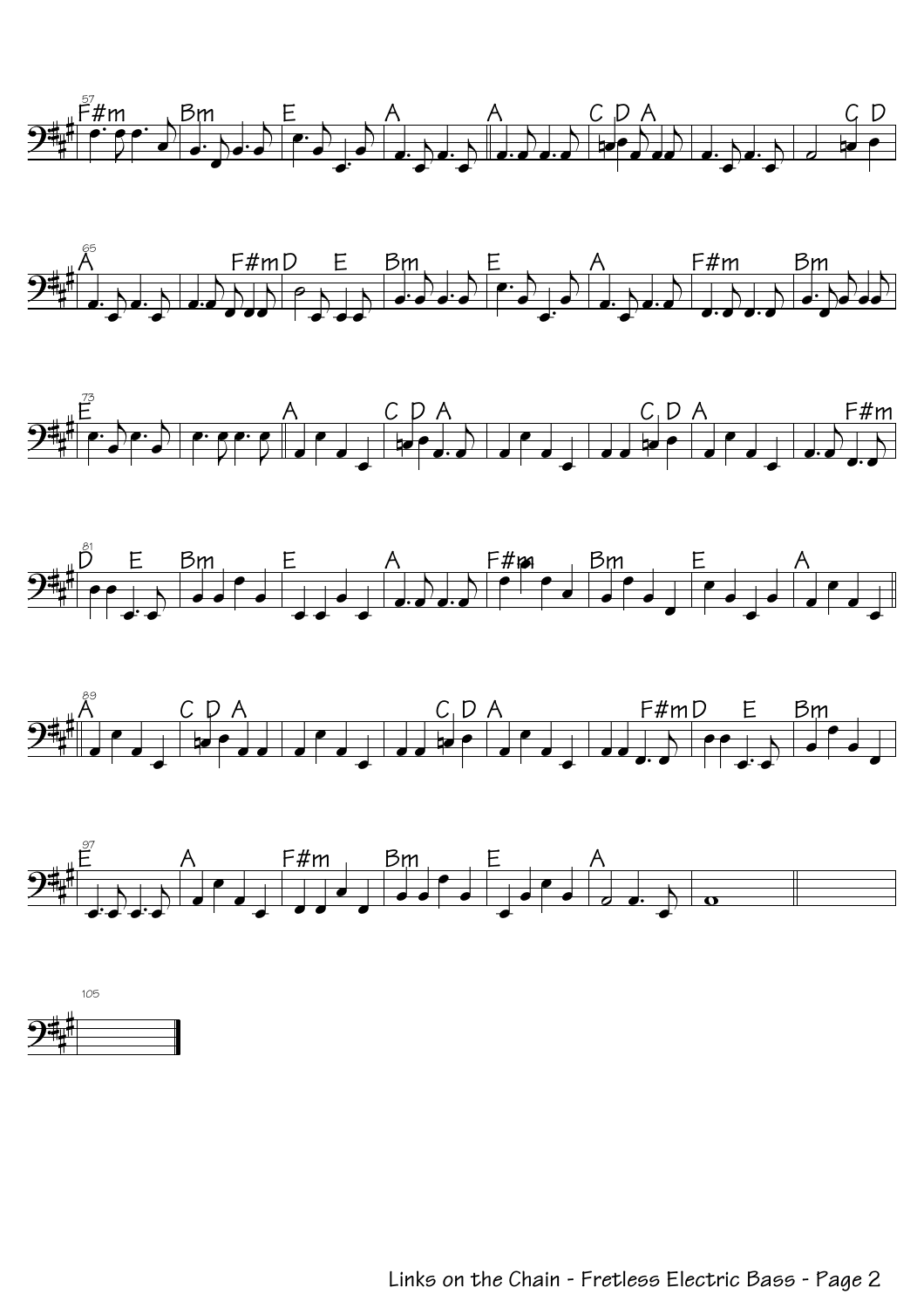Links on the Chain - Fretless Electric Bass - Page 2